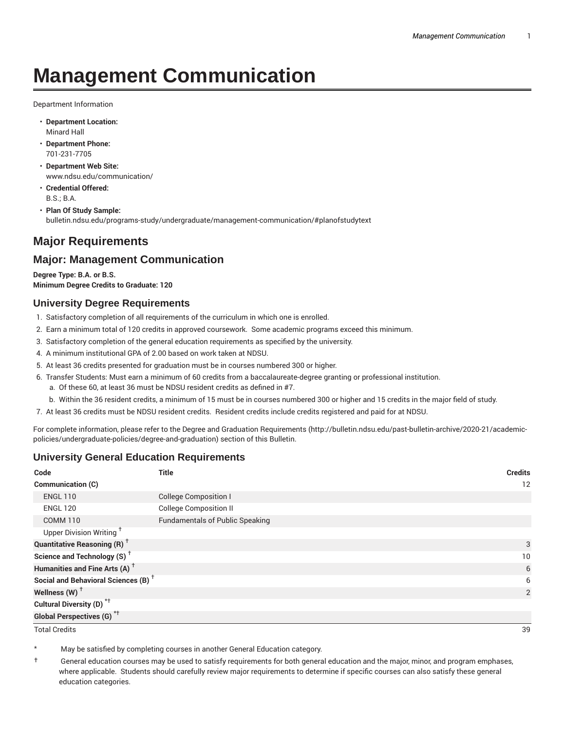# Management Communication

Department Information

- **Department Location:**
  Minard Hall
- **Department Phone:**
  701-231-7705
- **Department Web Site:**
  www.ndsu.edu/communication/
- **Credential Offered:**
  B.S.; B.A.
- **Plan Of Study Sample:**
  bulletin.ndsu.edu/programs-study/undergraduate/management-communication/#planofstudytext

## Major Requirements

## Major: Management Communication

**Degree Type: B.A. or B.S.**
**Minimum Degree Credits to Graduate: 120**

### University Degree Requirements

1. Satisfactory completion of all requirements of the curriculum in which one is enrolled.
2. Earn a minimum total of 120 credits in approved coursework. Some academic programs exceed this minimum.
3. Satisfactory completion of the general education requirements as specified by the university.
4. A minimum institutional GPA of 2.00 based on work taken at NDSU.
5. At least 36 credits presented for graduation must be in courses numbered 300 or higher.
6. Transfer Students: Must earn a minimum of 60 credits from a baccalaureate-degree granting or professional institution.
   a. Of these 60, at least 36 must be NDSU resident credits as defined in #7.
   b. Within the 36 resident credits, a minimum of 15 must be in courses numbered 300 or higher and 15 credits in the major field of study.
7. At least 36 credits must be NDSU resident credits. Resident credits include credits registered and paid for at NDSU.

For complete information, please refer to the Degree and Graduation Requirements (http://bulletin.ndsu.edu/past-bulletin-archive/2020-21/academic-policies/undergraduate-policies/degree-and-graduation) section of this Bulletin.

### University General Education Requirements

| Code | Title | Credits |
|---|---|---|
| **Communication (C)** | | 12 |
| ENGL 110 | College Composition I | |
| ENGL 120 | College Composition II | |
| COMM 110 | Fundamentals of Public Speaking | |
| Upper Division Writing † | | |
| **Quantitative Reasoning (R) †** | | 3 |
| **Science and Technology (S) †** | | 10 |
| **Humanities and Fine Arts (A) †** | | 6 |
| **Social and Behavioral Sciences (B) †** | | 6 |
| **Wellness (W) †** | | 2 |
| **Cultural Diversity (D) *†** | | |
| **Global Perspectives (G) *†** | | |
| Total Credits | | 39 |

\* May be satisfied by completing courses in another General Education category.

† General education courses may be used to satisfy requirements for both general education and the major, minor, and program emphases, where applicable. Students should carefully review major requirements to determine if specific courses can also satisfy these general education categories.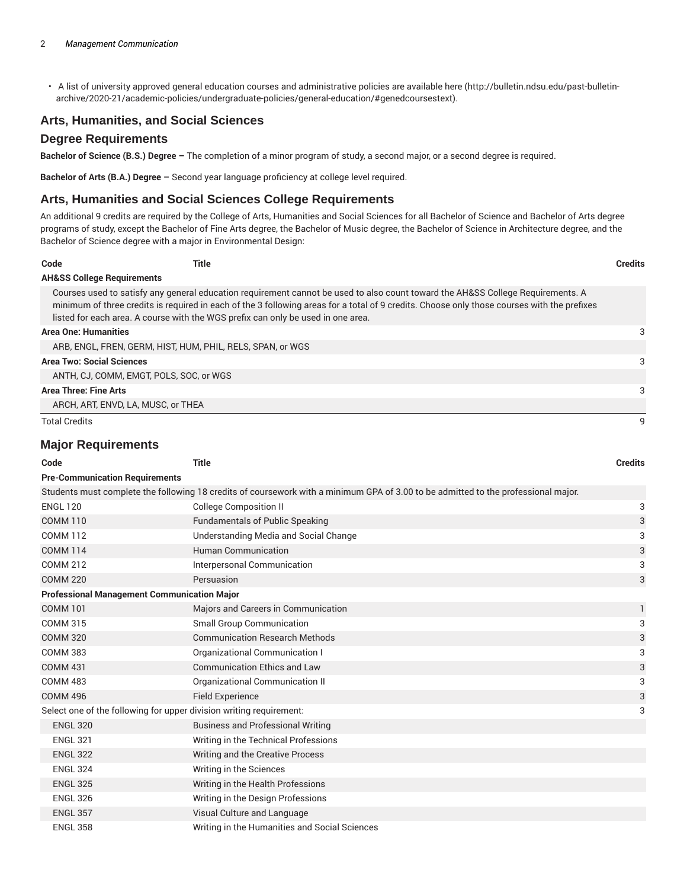- A list of university approved general education courses and administrative policies are available here (http://bulletin.ndsu.edu/past-bulletin-archive/2020-21/academic-policies/undergraduate-policies/general-education/#genedcoursestext).

## Arts, Humanities, and Social Sciences

## Degree Requirements

**Bachelor of Science (B.S.) Degree –** The completion of a minor program of study, a second major, or a second degree is required.

**Bachelor of Arts (B.A.) Degree –** Second year language proficiency at college level required.

## Arts, Humanities and Social Sciences College Requirements

An additional 9 credits are required by the College of Arts, Humanities and Social Sciences for all Bachelor of Science and Bachelor of Arts degree programs of study, except the Bachelor of Fine Arts degree, the Bachelor of Music degree, the Bachelor of Science in Architecture degree, and the Bachelor of Science degree with a major in Environmental Design:

| Code | Title | Credits |
|---|---|---|
| **AH&SS College Requirements** | | |
| Courses used to satisfy any general education requirement cannot be used to also count toward the AH&SS College Requirements. A minimum of three credits is required in each of the 3 following areas for a total of 9 credits. Choose only those courses with the prefixes listed for each area. A course with the WGS prefix can only be used in one area. | | |
| **Area One: Humanities** | | 3 |
| ARB, ENGL, FREN, GERM, HIST, HUM, PHIL, RELS, SPAN, or WGS | | |
| **Area Two: Social Sciences** | | 3 |
| ANTH, CJ, COMM, EMGT, POLS, SOC, or WGS | | |
| **Area Three: Fine Arts** | | 3 |
| ARCH, ART, ENVD, LA, MUSC, or THEA | | |
| Total Credits | | 9 |

## Major Requirements

| Code | Title | Credits |
|---|---|---|
| **Pre-Communication Requirements** | | |
| Students must complete the following 18 credits of coursework with a minimum GPA of 3.00 to be admitted to the professional major. | | |
| ENGL 120 | College Composition II | 3 |
| COMM 110 | Fundamentals of Public Speaking | 3 |
| COMM 112 | Understanding Media and Social Change | 3 |
| COMM 114 | Human Communication | 3 |
| COMM 212 | Interpersonal Communication | 3 |
| COMM 220 | Persuasion | 3 |
| **Professional Management Communication Major** | | |
| COMM 101 | Majors and Careers in Communication | 1 |
| COMM 315 | Small Group Communication | 3 |
| COMM 320 | Communication Research Methods | 3 |
| COMM 383 | Organizational Communication I | 3 |
| COMM 431 | Communication Ethics and Law | 3 |
| COMM 483 | Organizational Communication II | 3 |
| COMM 496 | Field Experience | 3 |
| Select one of the following for upper division writing requirement: | | 3 |
| ENGL 320 | Business and Professional Writing | |
| ENGL 321 | Writing in the Technical Professions | |
| ENGL 322 | Writing and the Creative Process | |
| ENGL 324 | Writing in the Sciences | |
| ENGL 325 | Writing in the Health Professions | |
| ENGL 326 | Writing in the Design Professions | |
| ENGL 357 | Visual Culture and Language | |
| ENGL 358 | Writing in the Humanities and Social Sciences | |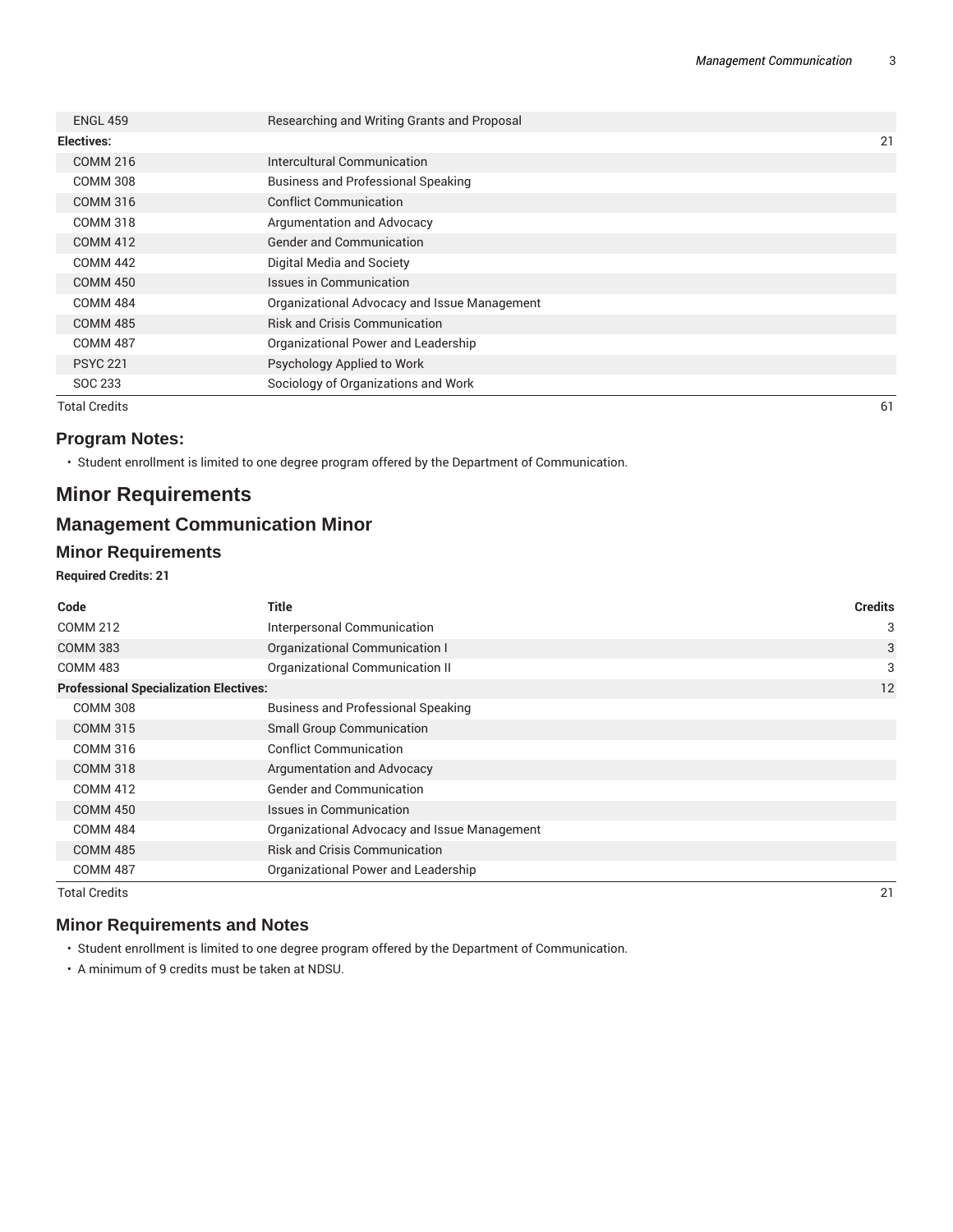| | | |
|---|---|---|
| ENGL 459 | Researching and Writing Grants and Proposal | |
| **Electives:** | | 21 |
| COMM 216 | Intercultural Communication | |
| COMM 308 | Business and Professional Speaking | |
| COMM 316 | Conflict Communication | |
| COMM 318 | Argumentation and Advocacy | |
| COMM 412 | Gender and Communication | |
| COMM 442 | Digital Media and Society | |
| COMM 450 | Issues in Communication | |
| COMM 484 | Organizational Advocacy and Issue Management | |
| COMM 485 | Risk and Crisis Communication | |
| COMM 487 | Organizational Power and Leadership | |
| PSYC 221 | Psychology Applied to Work | |
| SOC 233 | Sociology of Organizations and Work | |
| Total Credits | | 61 |

### Program Notes:

- Student enrollment is limited to one degree program offered by the Department of Communication.

# Minor Requirements

## Management Communication Minor

### Minor Requirements

**Required Credits: 21**

| Code | Title | Credits |
|---|---|---|
| COMM 212 | Interpersonal Communication | 3 |
| COMM 383 | Organizational Communication I | 3 |
| COMM 483 | Organizational Communication II | 3 |
| **Professional Specialization Electives:** | | 12 |
| COMM 308 | Business and Professional Speaking | |
| COMM 315 | Small Group Communication | |
| COMM 316 | Conflict Communication | |
| COMM 318 | Argumentation and Advocacy | |
| COMM 412 | Gender and Communication | |
| COMM 450 | Issues in Communication | |
| COMM 484 | Organizational Advocacy and Issue Management | |
| COMM 485 | Risk and Crisis Communication | |
| COMM 487 | Organizational Power and Leadership | |
| Total Credits | | 21 |

### Minor Requirements and Notes

- Student enrollment is limited to one degree program offered by the Department of Communication.
- A minimum of 9 credits must be taken at NDSU.